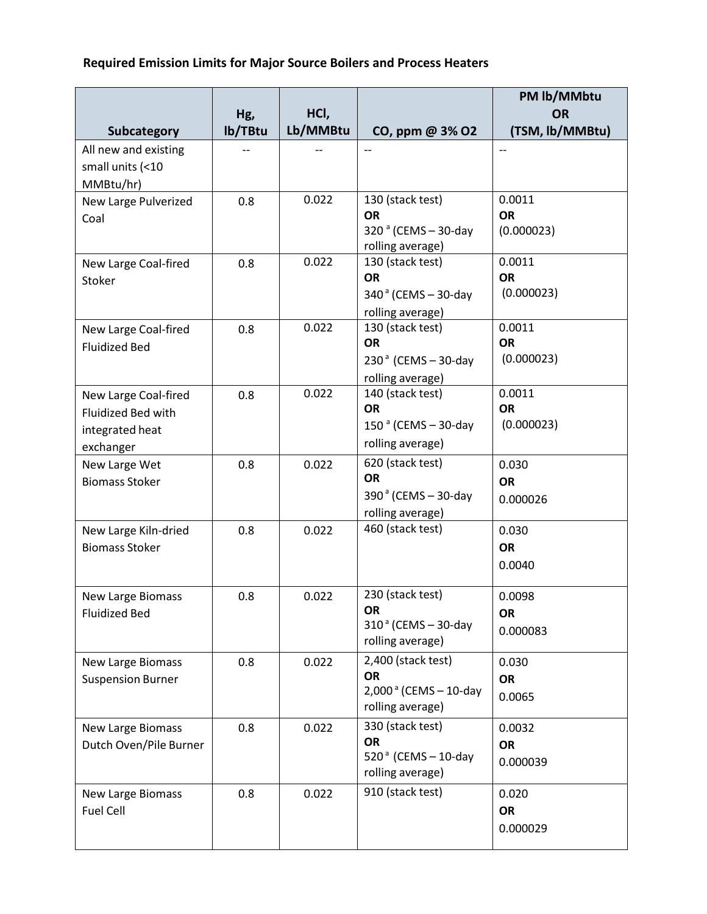**Required Emission Limits for Major Source Boilers and Process Heaters**

| Subcategory | Hg, lb/TBtu | HCl, Lb/MMBtu | CO, ppm @ 3% O2 | PM lb/MMbtu **OR** (TSM, lb/MMBtu) |
|---|---|---|---|---|
| All new and existing small units (<10 MMBtu/hr) | -- | -- | -- | -- |
| New Large Pulverized Coal | 0.8 | 0.022 | 130 (stack test) **OR** 320 [a] (CEMS – 30-day rolling average) | 0.0011 **OR** (0.000023) |
| New Large Coal-fired Stoker | 0.8 | 0.022 | 130 (stack test) **OR** 340 [a] (CEMS – 30-day rolling average) | 0.0011 **OR** (0.000023) |
| New Large Coal-fired Fluidized Bed | 0.8 | 0.022 | 130 (stack test) **OR** 230 [a] (CEMS – 30-day rolling average) | 0.0011 **OR** (0.000023) |
| New Large Coal-fired Fluidized Bed with integrated heat exchanger | 0.8 | 0.022 | 140 (stack test) **OR** 150 [a] (CEMS – 30-day rolling average) | 0.0011 **OR** (0.000023) |
| New Large Wet Biomass Stoker | 0.8 | 0.022 | 620 (stack test) **OR** 390 [a] (CEMS – 30-day rolling average) | 0.030 **OR** 0.000026 |
| New Large Kiln-dried Biomass Stoker | 0.8 | 0.022 | 460 (stack test) | 0.030 **OR** 0.0040 |
| New Large Biomass Fluidized Bed | 0.8 | 0.022 | 230 (stack test) **OR** 310 [a] (CEMS – 30-day rolling average) | 0.0098 **OR** 0.000083 |
| New Large Biomass Suspension Burner | 0.8 | 0.022 | 2,400 (stack test) **OR** 2,000 [a] (CEMS – 10-day rolling average) | 0.030 **OR** 0.0065 |
| New Large Biomass Dutch Oven/Pile Burner | 0.8 | 0.022 | 330 (stack test) **OR** 520 [a] (CEMS – 10-day rolling average) | 0.0032 **OR** 0.000039 |
| New Large Biomass Fuel Cell | 0.8 | 0.022 | 910 (stack test) | 0.020 **OR** 0.000029 |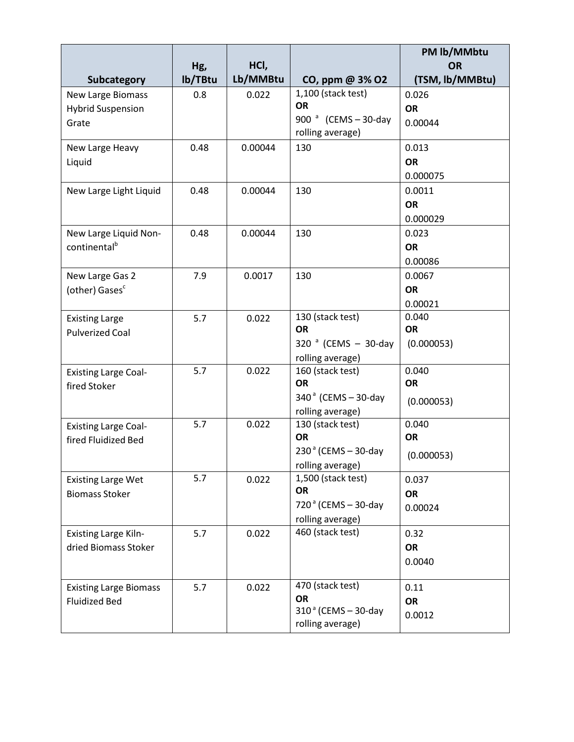| Subcategory | Hg, lb/TBtu | HCl, Lb/MMBtu | CO, ppm @ 3% O2 | PM lb/MMbtu OR (TSM, lb/MMBtu) |
| --- | --- | --- | --- | --- |
| New Large Biomass Hybrid Suspension Grate | 0.8 | 0.022 | 1,100 (stack test) **OR** 900 [a] (CEMS – 30-day rolling average) | 0.026 **OR** 0.00044 |
| New Large Heavy Liquid | 0.48 | 0.00044 | 130 | 0.013 **OR** 0.000075 |
| New Large Light Liquid | 0.48 | 0.00044 | 130 | 0.0011 **OR** 0.000029 |
| New Large Liquid Non-continental[b] | 0.48 | 0.00044 | 130 | 0.023 **OR** 0.00086 |
| New Large Gas 2 (other) Gases[c] | 7.9 | 0.0017 | 130 | 0.0067 **OR** 0.00021 |
| Existing Large Pulverized Coal | 5.7 | 0.022 | 130 (stack test) **OR** 320 [a] (CEMS – 30-day rolling average) | 0.040 **OR** (0.000053) |
| Existing Large Coal-fired Stoker | 5.7 | 0.022 | 160 (stack test) **OR** 340 [a] (CEMS – 30-day rolling average) | 0.040 **OR** (0.000053) |
| Existing Large Coal-fired Fluidized Bed | 5.7 | 0.022 | 130 (stack test) **OR** 230 [a] (CEMS – 30-day rolling average) | 0.040 **OR** (0.000053) |
| Existing Large Wet Biomass Stoker | 5.7 | 0.022 | 1,500 (stack test) **OR** 720 [a] (CEMS – 30-day rolling average) | 0.037 **OR** 0.00024 |
| Existing Large Kiln-dried Biomass Stoker | 5.7 | 0.022 | 460 (stack test) | 0.32 **OR** 0.0040 |
| Existing Large Biomass Fluidized Bed | 5.7 | 0.022 | 470 (stack test) **OR** 310 [a] (CEMS – 30-day rolling average) | 0.11 **OR** 0.0012 |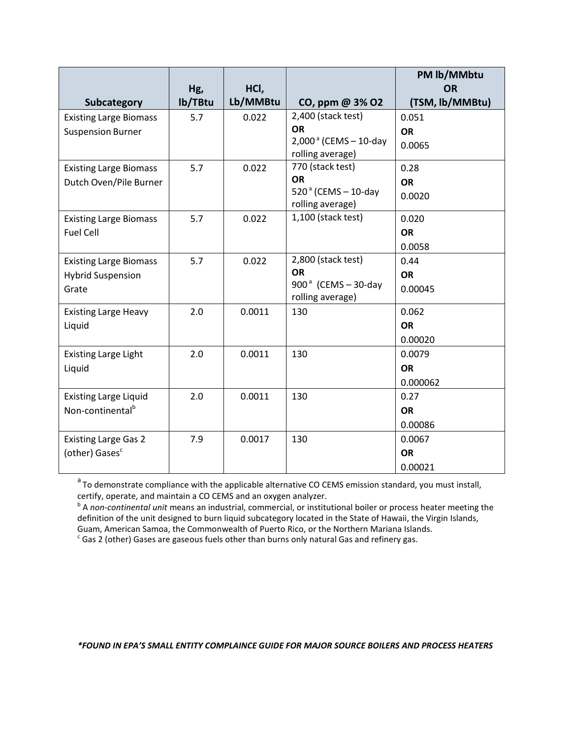| Subcategory | Hg, lb/TBtu | HCl, Lb/MMBtu | CO, ppm @ 3% O2 | PM lb/MMbtu **OR** (TSM, lb/MMBtu) |
|---|---|---|---|---|
| Existing Large Biomass Suspension Burner | 5.7 | 0.022 | 2,400 (stack test) **OR** 2,000 [a] (CEMS – 10-day rolling average) | 0.051 **OR** 0.0065 |
| Existing Large Biomass Dutch Oven/Pile Burner | 5.7 | 0.022 | 770 (stack test) **OR** 520 [a] (CEMS – 10-day rolling average) | 0.28 **OR** 0.0020 |
| Existing Large Biomass Fuel Cell | 5.7 | 0.022 | 1,100 (stack test) | 0.020 **OR** 0.0058 |
| Existing Large Biomass Hybrid Suspension Grate | 5.7 | 0.022 | 2,800 (stack test) **OR** 900 [a] (CEMS – 30-day rolling average) | 0.44 **OR** 0.00045 |
| Existing Large Heavy Liquid | 2.0 | 0.0011 | 130 | 0.062 **OR** 0.00020 |
| Existing Large Light Liquid | 2.0 | 0.0011 | 130 | 0.0079 **OR** 0.000062 |
| Existing Large Liquid Non-continental[b] | 2.0 | 0.0011 | 130 | 0.27 **OR** 0.00086 |
| Existing Large Gas 2 (other) Gases[c] | 7.9 | 0.0017 | 130 | 0.0067 **OR** 0.00021 |

[a] To demonstrate compliance with the applicable alternative CO CEMS emission standard, you must install, certify, operate, and maintain a CO CEMS and an oxygen analyzer.

[b] A *non-continental unit* means an industrial, commercial, or institutional boiler or process heater meeting the definition of the unit designed to burn liquid subcategory located in the State of Hawaii, the Virgin Islands, Guam, American Samoa, the Commonwealth of Puerto Rico, or the Northern Mariana Islands.

[c] Gas 2 (other) Gases are gaseous fuels other than burns only natural Gas and refinery gas.

***FOUND IN EPA'S SMALL ENTITY COMPLAINCE GUIDE FOR MAJOR SOURCE BOILERS AND PROCESS HEATERS**